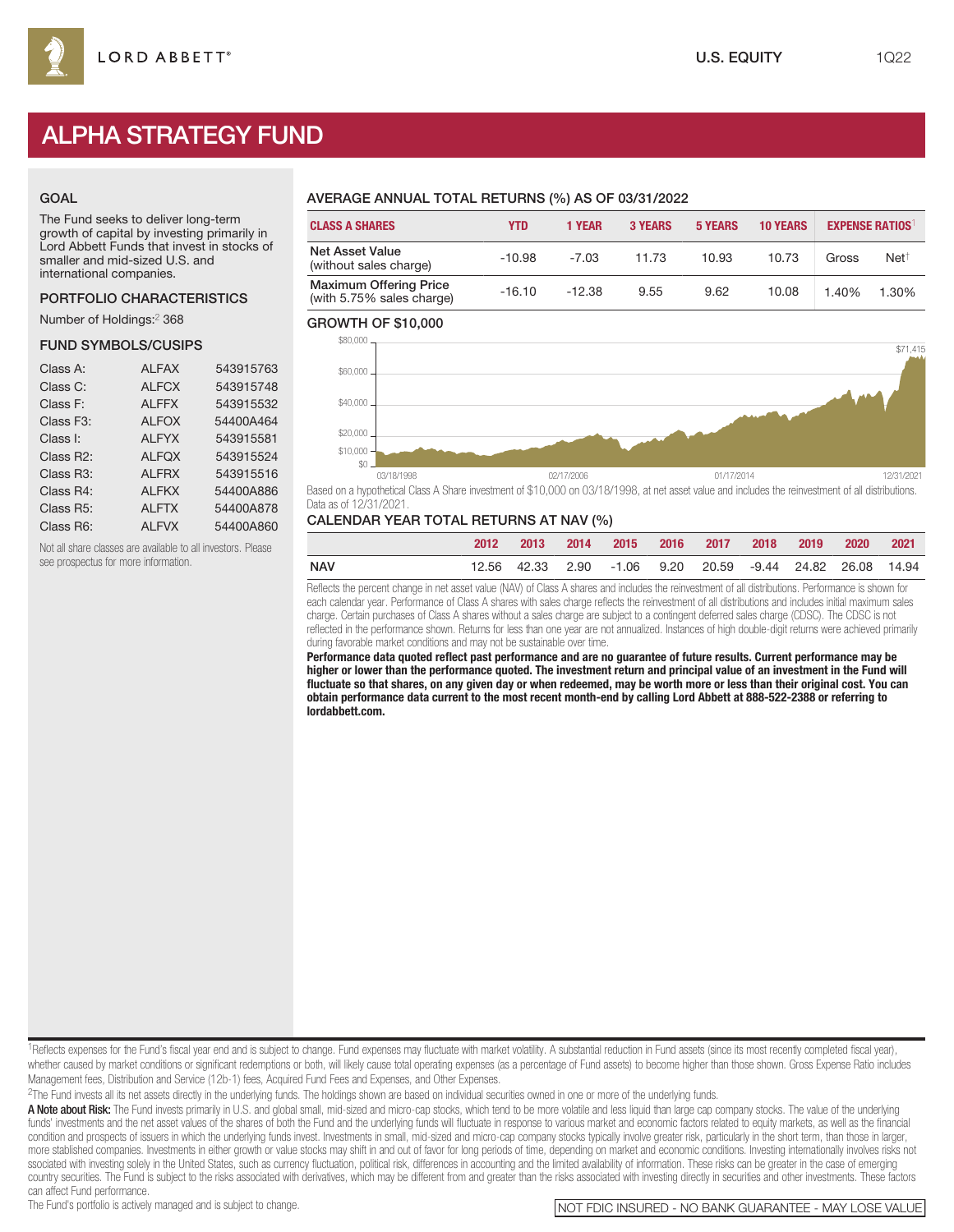LORD ABBETT®

U.S. EQUITY 1Q22

# ALPHA STRATEGY FUND

## GOAL

The Fund seeks to deliver long-term growth of capital by investing primarily in Lord Abbett Funds that invest in stocks of smaller and mid-sized U.S. and international companies.

## PORTFOLIO CHARACTERISTICS

Number of Holdings:[2] 368

## FUND SYMBOLS/CUSIPS

| | | |
|---|---|---|
| Class A: | ALFAX | 543915763 |
| Class C: | ALFCX | 543915748 |
| Class F: | ALFFX | 543915532 |
| Class F3: | ALFOX | 54400A464 |
| Class I: | ALFYX | 543915581 |
| Class R2: | ALFQX | 543915524 |
| Class R3: | ALFRX | 543915516 |
| Class R4: | ALFKX | 54400A886 |
| Class R5: | ALFTX | 54400A878 |
| Class R6: | ALFVX | 54400A860 |

Not all share classes are available to all investors. Please see prospectus for more information.

## AVERAGE ANNUAL TOTAL RETURNS (%) AS OF 03/31/2022

| CLASS A SHARES | YTD | 1 YEAR | 3 YEARS | 5 YEARS | 10 YEARS | EXPENSE RATIOS[1] | |
|---|---|---|---|---|---|---|---|
| | | | | | | Gross | Net[†] |
| Net Asset Value (without sales charge) | -10.98 | -7.03 | 11.73 | 10.93 | 10.73 | 1.40% | 1.30% |
| Maximum Offering Price (with 5.75% sales charge) | -16.10 | -12.38 | 9.55 | 9.62 | 10.08 | | |

## GROWTH OF $10,000

$71,415

Based on a hypothetical Class A Share investment of $10,000 on 03/18/1998, at net asset value and includes the reinvestment of all distributions. Data as of 12/31/2021.

## CALENDAR YEAR TOTAL RETURNS AT NAV (%)

| | 2012 | 2013 | 2014 | 2015 | 2016 | 2017 | 2018 | 2019 | 2020 | 2021 |
|---|---|---|---|---|---|---|---|---|---|---|
| NAV | 12.56 | 42.33 | 2.90 | -1.06 | 9.20 | 20.59 | -9.44 | 24.82 | 26.08 | 14.94 |

Reflects the percent change in net asset value (NAV) of Class A shares and includes the reinvestment of all distributions. Performance is shown for each calendar year. Performance of Class A shares with sales charge reflects the reinvestment of all distributions and includes initial maximum sales charge. Certain purchases of Class A shares without a sales charge are subject to a contingent deferred sales charge (CDSC). The CDSC is not reflected in the performance shown. Returns for less than one year are not annualized. Instances of high double-digit returns were achieved primarily during favorable market conditions and may not be sustainable over time.

**Performance data quoted reflect past performance and are no guarantee of future results. Current performance may be higher or lower than the performance quoted. The investment return and principal value of an investment in the Fund will fluctuate so that shares, on any given day or when redeemed, may be worth more or less than their original cost. You can obtain performance data current to the most recent month-end by calling Lord Abbett at 888-522-2388 or referring to lordabbett.com.**

[1]Reflects expenses for the Fund's fiscal year end and is subject to change. Fund expenses may fluctuate with market volatility. A substantial reduction in Fund assets (since its most recently completed fiscal year), whether caused by market conditions or significant redemptions or both, will likely cause total operating expenses (as a percentage of Fund assets) to become higher than those shown. Gross Expense Ratio includes Management fees, Distribution and Service (12b-1) fees, Acquired Fund Fees and Expenses, and Other Expenses.

[2]The Fund invests all its net assets directly in the underlying funds. The holdings shown are based on individual securities owned in one or more of the underlying funds.

**A Note about Risk:** The Fund invests primarily in U.S. and global small, mid-sized and micro-cap stocks, which tend to be more volatile and less liquid than large cap company stocks. The value of the underlying funds' investments and the net asset values of the shares of both the Fund and the underlying funds will fluctuate in response to various market and economic factors related to equity markets, as well as the financial condition and prospects of issuers in which the underlying funds invest. Investments in small, mid-sized and micro-cap company stocks typically involve greater risk, particularly in the short term, than those in larger, more stablished companies. Investments in either growth or value stocks may shift in and out of favor for long periods of time, depending on market and economic conditions. Investing internationally involves risks not ssociated with investing solely in the United States, such as currency fluctuation, political risk, differences in accounting and the limited availability of information. These risks can be greater in the case of emerging country securities. The Fund is subject to the risks associated with derivatives, which may be different from and greater than the risks associated with investing directly in securities and other investments. These factors can affect Fund performance.

The Fund's portfolio is actively managed and is subject to change.

NOT FDIC INSURED - NO BANK GUARANTEE - MAY LOSE VALUE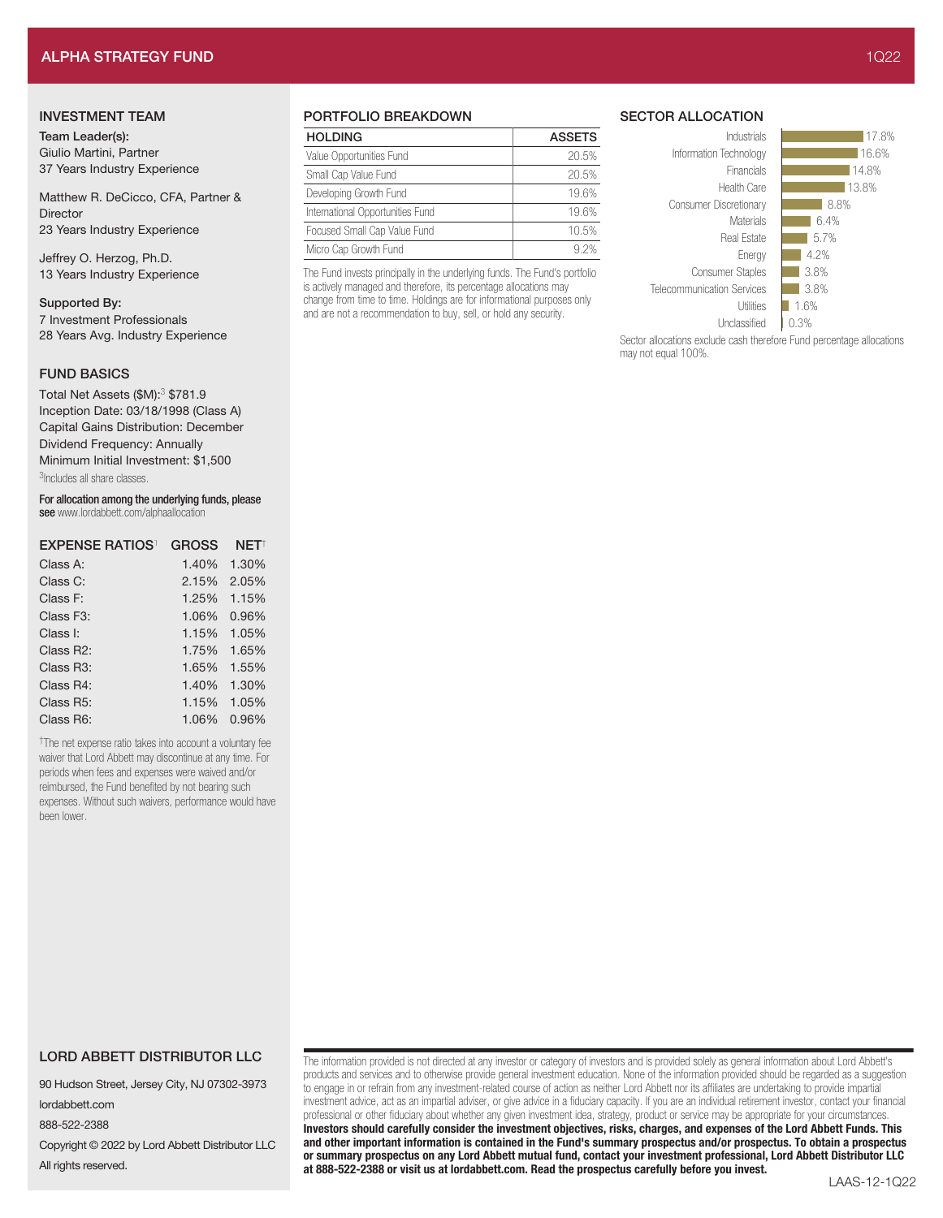## INVESTMENT TEAM

**Team Leader(s):**
Giulio Martini, Partner
37 Years Industry Experience

Matthew R. DeCicco, CFA, Partner & Director
23 Years Industry Experience

Jeffrey O. Herzog, Ph.D.
13 Years Industry Experience

**Supported By:**
7 Investment Professionals
28 Years Avg. Industry Experience

## FUND BASICS

Total Net Assets ($M):[3] $781.9
Inception Date: 03/18/1998 (Class A)
Capital Gains Distribution: December
Dividend Frequency: Annually
Minimum Initial Investment: $1,500

[3]Includes all share classes.

**For allocation among the underlying funds, please see** www.lordabbett.com/alphaallocation

| EXPENSE RATIOS† | GROSS | NET† |
|---|---|---|
| Class A: | 1.40% | 1.30% |
| Class C: | 2.15% | 2.05% |
| Class F: | 1.25% | 1.15% |
| Class F3: | 1.06% | 0.96% |
| Class I: | 1.15% | 1.05% |
| Class R2: | 1.75% | 1.65% |
| Class R3: | 1.65% | 1.55% |
| Class R4: | 1.40% | 1.30% |
| Class R5: | 1.15% | 1.05% |
| Class R6: | 1.06% | 0.96% |

†The net expense ratio takes into account a voluntary fee waiver that Lord Abbett may discontinue at any time. For periods when fees and expenses were waived and/or reimbursed, the Fund benefited by not bearing such expenses. Without such waivers, performance would have been lower.

## PORTFOLIO BREAKDOWN

| HOLDING | ASSETS |
|---|---|
| Value Opportunities Fund | 20.5% |
| Small Cap Value Fund | 20.5% |
| Developing Growth Fund | 19.6% |
| International Opportunities Fund | 19.6% |
| Focused Small Cap Value Fund | 10.5% |
| Micro Cap Growth Fund | 9.2% |

The Fund invests principally in the underlying funds. The Fund's portfolio is actively managed and therefore, its percentage allocations may change from time to time. Holdings are for informational purposes only and are not a recommendation to buy, sell, or hold any security.

## SECTOR ALLOCATION

Industrials 17.8%
Information Technology 16.6%
Financials 14.8%
Health Care 13.8%
Consumer Discretionary 8.8%
Materials 6.4%
Real Estate 5.7%
Energy 4.2%
Consumer Staples 3.8%
Telecommunication Services 3.8%
Utilities 1.6%
Unclassified 0.3%

Sector allocations exclude cash therefore Fund percentage allocations may not equal 100%.

## LORD ABBETT DISTRIBUTOR LLC

90 Hudson Street, Jersey City, NJ 07302-3973

lordabbett.com

888-522-2388

Copyright © 2022 by Lord Abbett Distributor LLC
All rights reserved.

The information provided is not directed at any investor or category of investors and is provided solely as general information about Lord Abbett's products and services and to otherwise provide general investment education. None of the information provided should be regarded as a suggestion to engage in or refrain from any investment-related course of action as neither Lord Abbett nor its affiliates are undertaking to provide impartial investment advice, act as an impartial adviser, or give advice in a fiduciary capacity. If you are an individual retirement investor, contact your financial professional or other fiduciary about whether any given investment idea, strategy, product or service may be appropriate for your circumstances. **Investors should carefully consider the investment objectives, risks, charges, and expenses of the Lord Abbett Funds. This and other important information is contained in the Fund's summary prospectus and/or prospectus. To obtain a prospectus or summary prospectus on any Lord Abbett mutual fund, contact your investment professional, Lord Abbett Distributor LLC at 888-522-2388 or visit us at lordabbett.com. Read the prospectus carefully before you invest.**

LAAS-12-1Q22